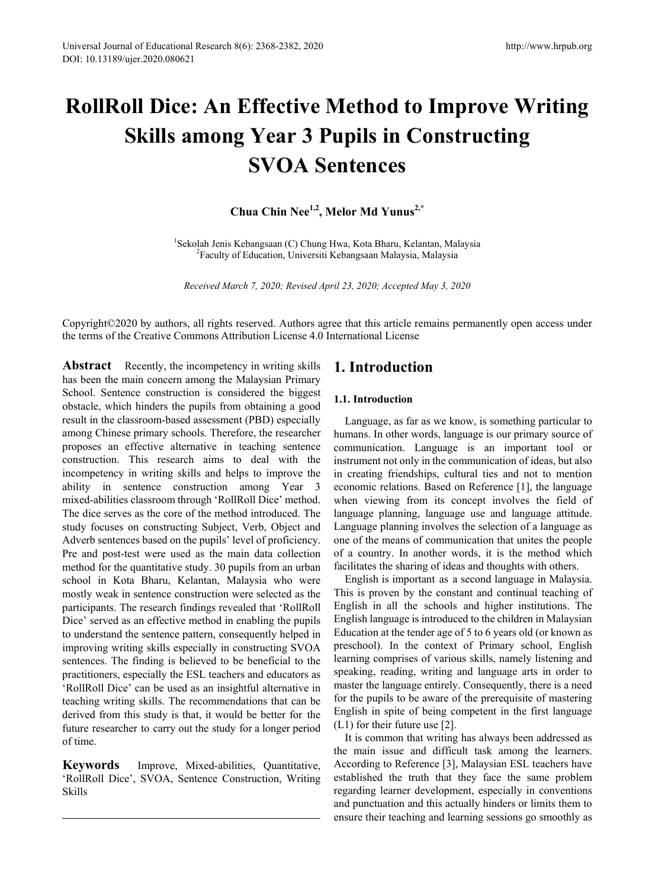# RollRoll Dice: An Effective Method to Improve Writing Skills among Year 3 Pupils in Constructing SVOA Sentences

**Chua Chin Nee[1,2], Melor Md Yunus[2,*]**

[1]Sekolah Jenis Kebangsaan (C) Chung Hwa, Kota Bharu, Kelantan, Malaysia
[2]Faculty of Education, Universiti Kebangsaan Malaysia, Malaysia

*Received March 7, 2020; Revised April 23, 2020; Accepted May 3, 2020*

Copyright©2020 by authors, all rights reserved. Authors agree that this article remains permanently open access under the terms of the Creative Commons Attribution License 4.0 International License

**Abstract** Recently, the incompetency in writing skills has been the main concern among the Malaysian Primary School. Sentence construction is considered the biggest obstacle, which hinders the pupils from obtaining a good result in the classroom-based assessment (PBD) especially among Chinese primary schools. Therefore, the researcher proposes an effective alternative in teaching sentence construction. This research aims to deal with the incompetency in writing skills and helps to improve the ability in sentence construction among Year 3 mixed-abilities classroom through 'RollRoll Dice' method. The dice serves as the core of the method introduced. The study focuses on constructing Subject, Verb, Object and Adverb sentences based on the pupils' level of proficiency. Pre and post-test were used as the main data collection method for the quantitative study. 30 pupils from an urban school in Kota Bharu, Kelantan, Malaysia who were mostly weak in sentence construction were selected as the participants. The research findings revealed that 'RollRoll Dice' served as an effective method in enabling the pupils to understand the sentence pattern, consequently helped in improving writing skills especially in constructing SVOA sentences. The finding is believed to be beneficial to the practitioners, especially the ESL teachers and educators as 'RollRoll Dice' can be used as an insightful alternative in teaching writing skills. The recommendations that can be derived from this study is that, it would be better for the future researcher to carry out the study for a longer period of time.

**Keywords** Improve, Mixed-abilities, Quantitative, 'RollRoll Dice', SVOA, Sentence Construction, Writing Skills

## 1. Introduction

### 1.1. Introduction

Language, as far as we know, is something particular to humans. In other words, language is our primary source of communication. Language is an important tool or instrument not only in the communication of ideas, but also in creating friendships, cultural ties and not to mention economic relations. Based on Reference [1], the language when viewing from its concept involves the field of language planning, language use and language attitude. Language planning involves the selection of a language as one of the means of communication that unites the people of a country. In another words, it is the method which facilitates the sharing of ideas and thoughts with others.

English is important as a second language in Malaysia. This is proven by the constant and continual teaching of English in all the schools and higher institutions. The English language is introduced to the children in Malaysian Education at the tender age of 5 to 6 years old (or known as preschool). In the context of Primary school, English learning comprises of various skills, namely listening and speaking, reading, writing and language arts in order to master the language entirely. Consequently, there is a need for the pupils to be aware of the prerequisite of mastering English in spite of being competent in the first language (L1) for their future use [2].

It is common that writing has always been addressed as the main issue and difficult task among the learners. According to Reference [3], Malaysian ESL teachers have established the truth that they face the same problem regarding learner development, especially in conventions and punctuation and this actually hinders or limits them to ensure their teaching and learning sessions go smoothly as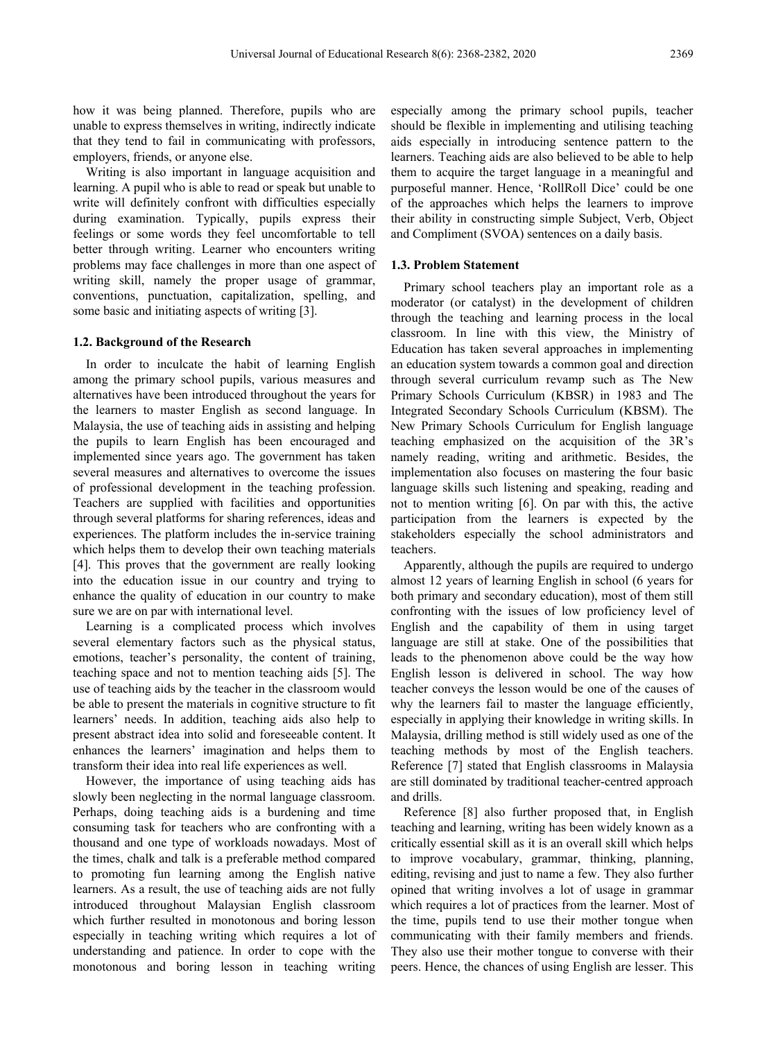how it was being planned. Therefore, pupils who are unable to express themselves in writing, indirectly indicate that they tend to fail in communicating with professors, employers, friends, or anyone else.

Writing is also important in language acquisition and learning. A pupil who is able to read or speak but unable to write will definitely confront with difficulties especially during examination. Typically, pupils express their feelings or some words they feel uncomfortable to tell better through writing. Learner who encounters writing problems may face challenges in more than one aspect of writing skill, namely the proper usage of grammar, conventions, punctuation, capitalization, spelling, and some basic and initiating aspects of writing [3].

### 1.2. Background of the Research

In order to inculcate the habit of learning English among the primary school pupils, various measures and alternatives have been introduced throughout the years for the learners to master English as second language. In Malaysia, the use of teaching aids in assisting and helping the pupils to learn English has been encouraged and implemented since years ago. The government has taken several measures and alternatives to overcome the issues of professional development in the teaching profession. Teachers are supplied with facilities and opportunities through several platforms for sharing references, ideas and experiences. The platform includes the in-service training which helps them to develop their own teaching materials [4]. This proves that the government are really looking into the education issue in our country and trying to enhance the quality of education in our country to make sure we are on par with international level.

Learning is a complicated process which involves several elementary factors such as the physical status, emotions, teacher's personality, the content of training, teaching space and not to mention teaching aids [5]. The use of teaching aids by the teacher in the classroom would be able to present the materials in cognitive structure to fit learners' needs. In addition, teaching aids also help to present abstract idea into solid and foreseeable content. It enhances the learners' imagination and helps them to transform their idea into real life experiences as well.

However, the importance of using teaching aids has slowly been neglecting in the normal language classroom. Perhaps, doing teaching aids is a burdening and time consuming task for teachers who are confronting with a thousand and one type of workloads nowadays. Most of the times, chalk and talk is a preferable method compared to promoting fun learning among the English native learners. As a result, the use of teaching aids are not fully introduced throughout Malaysian English classroom which further resulted in monotonous and boring lesson especially in teaching writing which requires a lot of understanding and patience. In order to cope with the monotonous and boring lesson in teaching writing especially among the primary school pupils, teacher should be flexible in implementing and utilising teaching aids especially in introducing sentence pattern to the learners. Teaching aids are also believed to be able to help them to acquire the target language in a meaningful and purposeful manner. Hence, 'RollRoll Dice' could be one of the approaches which helps the learners to improve their ability in constructing simple Subject, Verb, Object and Compliment (SVOA) sentences on a daily basis.

### 1.3. Problem Statement

Primary school teachers play an important role as a moderator (or catalyst) in the development of children through the teaching and learning process in the local classroom. In line with this view, the Ministry of Education has taken several approaches in implementing an education system towards a common goal and direction through several curriculum revamp such as The New Primary Schools Curriculum (KBSR) in 1983 and The Integrated Secondary Schools Curriculum (KBSM). The New Primary Schools Curriculum for English language teaching emphasized on the acquisition of the 3R's namely reading, writing and arithmetic. Besides, the implementation also focuses on mastering the four basic language skills such listening and speaking, reading and not to mention writing [6]. On par with this, the active participation from the learners is expected by the stakeholders especially the school administrators and teachers.

Apparently, although the pupils are required to undergo almost 12 years of learning English in school (6 years for both primary and secondary education), most of them still confronting with the issues of low proficiency level of English and the capability of them in using target language are still at stake. One of the possibilities that leads to the phenomenon above could be the way how English lesson is delivered in school. The way how teacher conveys the lesson would be one of the causes of why the learners fail to master the language efficiently, especially in applying their knowledge in writing skills. In Malaysia, drilling method is still widely used as one of the teaching methods by most of the English teachers. Reference [7] stated that English classrooms in Malaysia are still dominated by traditional teacher-centred approach and drills.

Reference [8] also further proposed that, in English teaching and learning, writing has been widely known as a critically essential skill as it is an overall skill which helps to improve vocabulary, grammar, thinking, planning, editing, revising and just to name a few. They also further opined that writing involves a lot of usage in grammar which requires a lot of practices from the learner. Most of the time, pupils tend to use their mother tongue when communicating with their family members and friends. They also use their mother tongue to converse with their peers. Hence, the chances of using English are lesser. This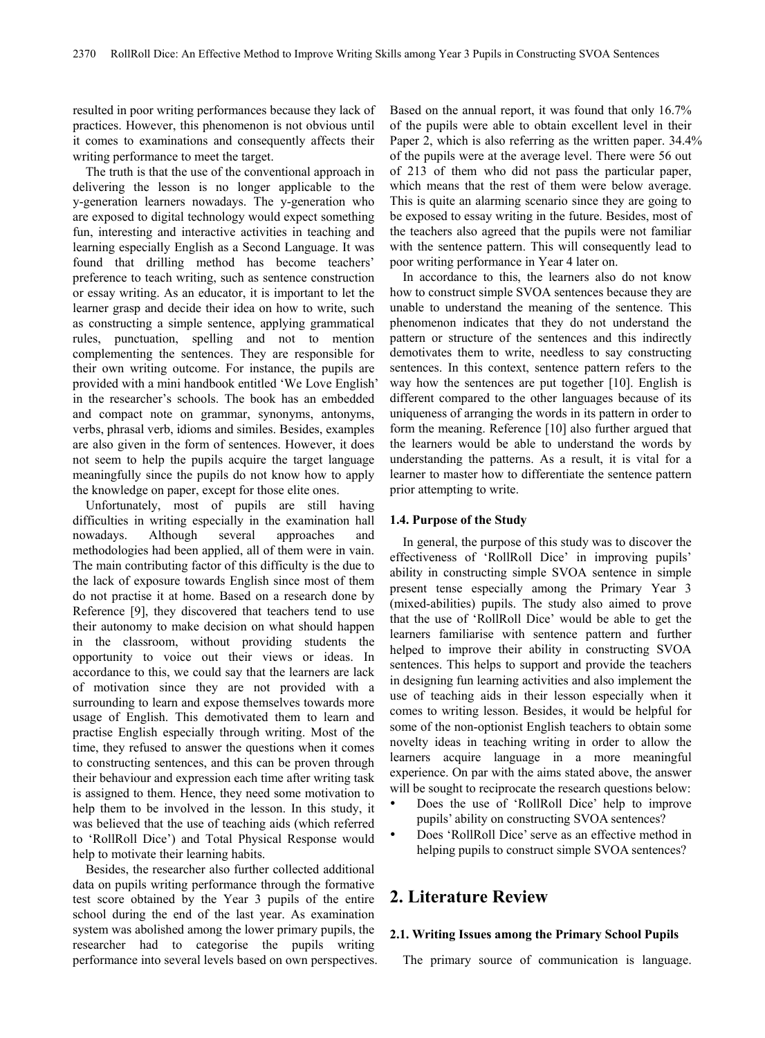resulted in poor writing performances because they lack of practices. However, this phenomenon is not obvious until it comes to examinations and consequently affects their writing performance to meet the target.

The truth is that the use of the conventional approach in delivering the lesson is no longer applicable to the y-generation learners nowadays. The y-generation who are exposed to digital technology would expect something fun, interesting and interactive activities in teaching and learning especially English as a Second Language. It was found that drilling method has become teachers' preference to teach writing, such as sentence construction or essay writing. As an educator, it is important to let the learner grasp and decide their idea on how to write, such as constructing a simple sentence, applying grammatical rules, punctuation, spelling and not to mention complementing the sentences. They are responsible for their own writing outcome. For instance, the pupils are provided with a mini handbook entitled 'We Love English' in the researcher's schools. The book has an embedded and compact note on grammar, synonyms, antonyms, verbs, phrasal verb, idioms and similes. Besides, examples are also given in the form of sentences. However, it does not seem to help the pupils acquire the target language meaningfully since the pupils do not know how to apply the knowledge on paper, except for those elite ones.

Unfortunately, most of pupils are still having difficulties in writing especially in the examination hall nowadays. Although several approaches and methodologies had been applied, all of them were in vain. The main contributing factor of this difficulty is the due to the lack of exposure towards English since most of them do not practise it at home. Based on a research done by Reference [9], they discovered that teachers tend to use their autonomy to make decision on what should happen in the classroom, without providing students the opportunity to voice out their views or ideas. In accordance to this, we could say that the learners are lack of motivation since they are not provided with a surrounding to learn and expose themselves towards more usage of English. This demotivated them to learn and practise English especially through writing. Most of the time, they refused to answer the questions when it comes to constructing sentences, and this can be proven through their behaviour and expression each time after writing task is assigned to them. Hence, they need some motivation to help them to be involved in the lesson. In this study, it was believed that the use of teaching aids (which referred to 'RollRoll Dice') and Total Physical Response would help to motivate their learning habits.

Besides, the researcher also further collected additional data on pupils writing performance through the formative test score obtained by the Year 3 pupils of the entire school during the end of the last year. As examination system was abolished among the lower primary pupils, the researcher had to categorise the pupils writing performance into several levels based on own perspectives. Based on the annual report, it was found that only 16.7% of the pupils were able to obtain excellent level in their Paper 2, which is also referring as the written paper. 34.4% of the pupils were at the average level. There were 56 out of 213 of them who did not pass the particular paper, which means that the rest of them were below average. This is quite an alarming scenario since they are going to be exposed to essay writing in the future. Besides, most of the teachers also agreed that the pupils were not familiar with the sentence pattern. This will consequently lead to poor writing performance in Year 4 later on.

In accordance to this, the learners also do not know how to construct simple SVOA sentences because they are unable to understand the meaning of the sentence. This phenomenon indicates that they do not understand the pattern or structure of the sentences and this indirectly demotivates them to write, needless to say constructing sentences. In this context, sentence pattern refers to the way how the sentences are put together [10]. English is different compared to the other languages because of its uniqueness of arranging the words in its pattern in order to form the meaning. Reference [10] also further argued that the learners would be able to understand the words by understanding the patterns. As a result, it is vital for a learner to master how to differentiate the sentence pattern prior attempting to write.

### 1.4. Purpose of the Study

In general, the purpose of this study was to discover the effectiveness of 'RollRoll Dice' in improving pupils' ability in constructing simple SVOA sentence in simple present tense especially among the Primary Year 3 (mixed-abilities) pupils. The study also aimed to prove that the use of 'RollRoll Dice' would be able to get the learners familiarise with sentence pattern and further helped to improve their ability in constructing SVOA sentences. This helps to support and provide the teachers in designing fun learning activities and also implement the use of teaching aids in their lesson especially when it comes to writing lesson. Besides, it would be helpful for some of the non-optionist English teachers to obtain some novelty ideas in teaching writing in order to allow the learners acquire language in a more meaningful experience. On par with the aims stated above, the answer will be sought to reciprocate the research questions below:

- Does the use of 'RollRoll Dice' help to improve pupils' ability on constructing SVOA sentences?
- Does 'RollRoll Dice' serve as an effective method in helping pupils to construct simple SVOA sentences?

## 2. Literature Review

### 2.1. Writing Issues among the Primary School Pupils

The primary source of communication is language.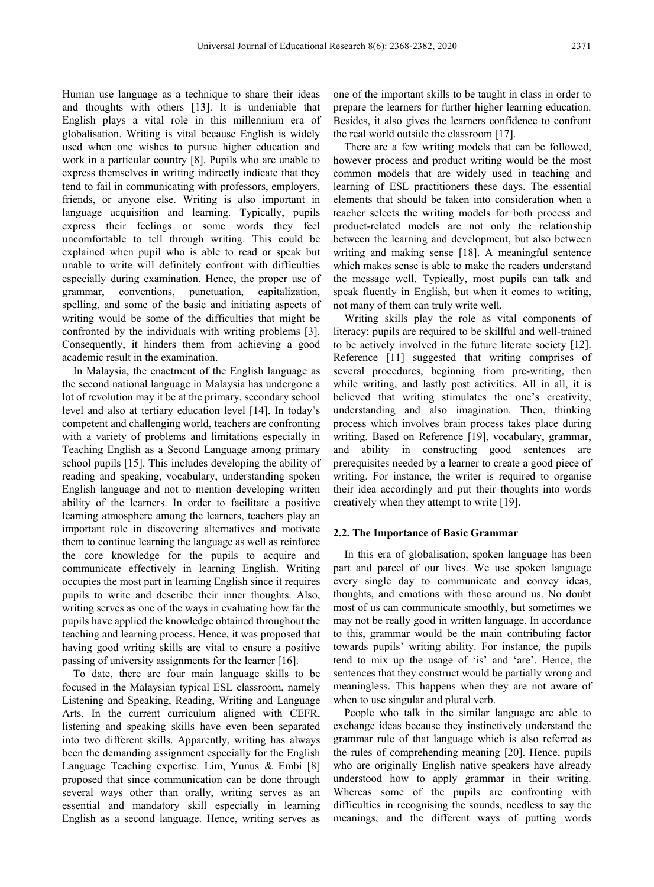Human use language as a technique to share their ideas and thoughts with others [13]. It is undeniable that English plays a vital role in this millennium era of globalisation. Writing is vital because English is widely used when one wishes to pursue higher education and work in a particular country [8]. Pupils who are unable to express themselves in writing indirectly indicate that they tend to fail in communicating with professors, employers, friends, or anyone else. Writing is also important in language acquisition and learning. Typically, pupils express their feelings or some words they feel uncomfortable to tell through writing. This could be explained when pupil who is able to read or speak but unable to write will definitely confront with difficulties especially during examination. Hence, the proper use of grammar, conventions, punctuation, capitalization, spelling, and some of the basic and initiating aspects of writing would be some of the difficulties that might be confronted by the individuals with writing problems [3]. Consequently, it hinders them from achieving a good academic result in the examination.

In Malaysia, the enactment of the English language as the second national language in Malaysia has undergone a lot of revolution may it be at the primary, secondary school level and also at tertiary education level [14]. In today's competent and challenging world, teachers are confronting with a variety of problems and limitations especially in Teaching English as a Second Language among primary school pupils [15]. This includes developing the ability of reading and speaking, vocabulary, understanding spoken English language and not to mention developing written ability of the learners. In order to facilitate a positive learning atmosphere among the learners, teachers play an important role in discovering alternatives and motivate them to continue learning the language as well as reinforce the core knowledge for the pupils to acquire and communicate effectively in learning English. Writing occupies the most part in learning English since it requires pupils to write and describe their inner thoughts. Also, writing serves as one of the ways in evaluating how far the pupils have applied the knowledge obtained throughout the teaching and learning process. Hence, it was proposed that having good writing skills are vital to ensure a positive passing of university assignments for the learner [16].

To date, there are four main language skills to be focused in the Malaysian typical ESL classroom, namely Listening and Speaking, Reading, Writing and Language Arts. In the current curriculum aligned with CEFR, listening and speaking skills have even been separated into two different skills. Apparently, writing has always been the demanding assignment especially for the English Language Teaching expertise. Lim, Yunus & Embi [8] proposed that since communication can be done through several ways other than orally, writing serves as an essential and mandatory skill especially in learning English as a second language. Hence, writing serves as one of the important skills to be taught in class in order to prepare the learners for further higher learning education. Besides, it also gives the learners confidence to confront the real world outside the classroom [17].

There are a few writing models that can be followed, however process and product writing would be the most common models that are widely used in teaching and learning of ESL practitioners these days. The essential elements that should be taken into consideration when a teacher selects the writing models for both process and product-related models are not only the relationship between the learning and development, but also between writing and making sense [18]. A meaningful sentence which makes sense is able to make the readers understand the message well. Typically, most pupils can talk and speak fluently in English, but when it comes to writing, not many of them can truly write well.

Writing skills play the role as vital components of literacy; pupils are required to be skillful and well-trained to be actively involved in the future literate society [12]. Reference [11] suggested that writing comprises of several procedures, beginning from pre-writing, then while writing, and lastly post activities. All in all, it is believed that writing stimulates the one's creativity, understanding and also imagination. Then, thinking process which involves brain process takes place during writing. Based on Reference [19], vocabulary, grammar, and ability in constructing good sentences are prerequisites needed by a learner to create a good piece of writing. For instance, the writer is required to organise their idea accordingly and put their thoughts into words creatively when they attempt to write [19].

### 2.2. The Importance of Basic Grammar

In this era of globalisation, spoken language has been part and parcel of our lives. We use spoken language every single day to communicate and convey ideas, thoughts, and emotions with those around us. No doubt most of us can communicate smoothly, but sometimes we may not be really good in written language. In accordance to this, grammar would be the main contributing factor towards pupils' writing ability. For instance, the pupils tend to mix up the usage of 'is' and 'are'. Hence, the sentences that they construct would be partially wrong and meaningless. This happens when they are not aware of when to use singular and plural verb.

People who talk in the similar language are able to exchange ideas because they instinctively understand the grammar rule of that language which is also referred as the rules of comprehending meaning [20]. Hence, pupils who are originally English native speakers have already understood how to apply grammar in their writing. Whereas some of the pupils are confronting with difficulties in recognising the sounds, needless to say the meanings, and the different ways of putting words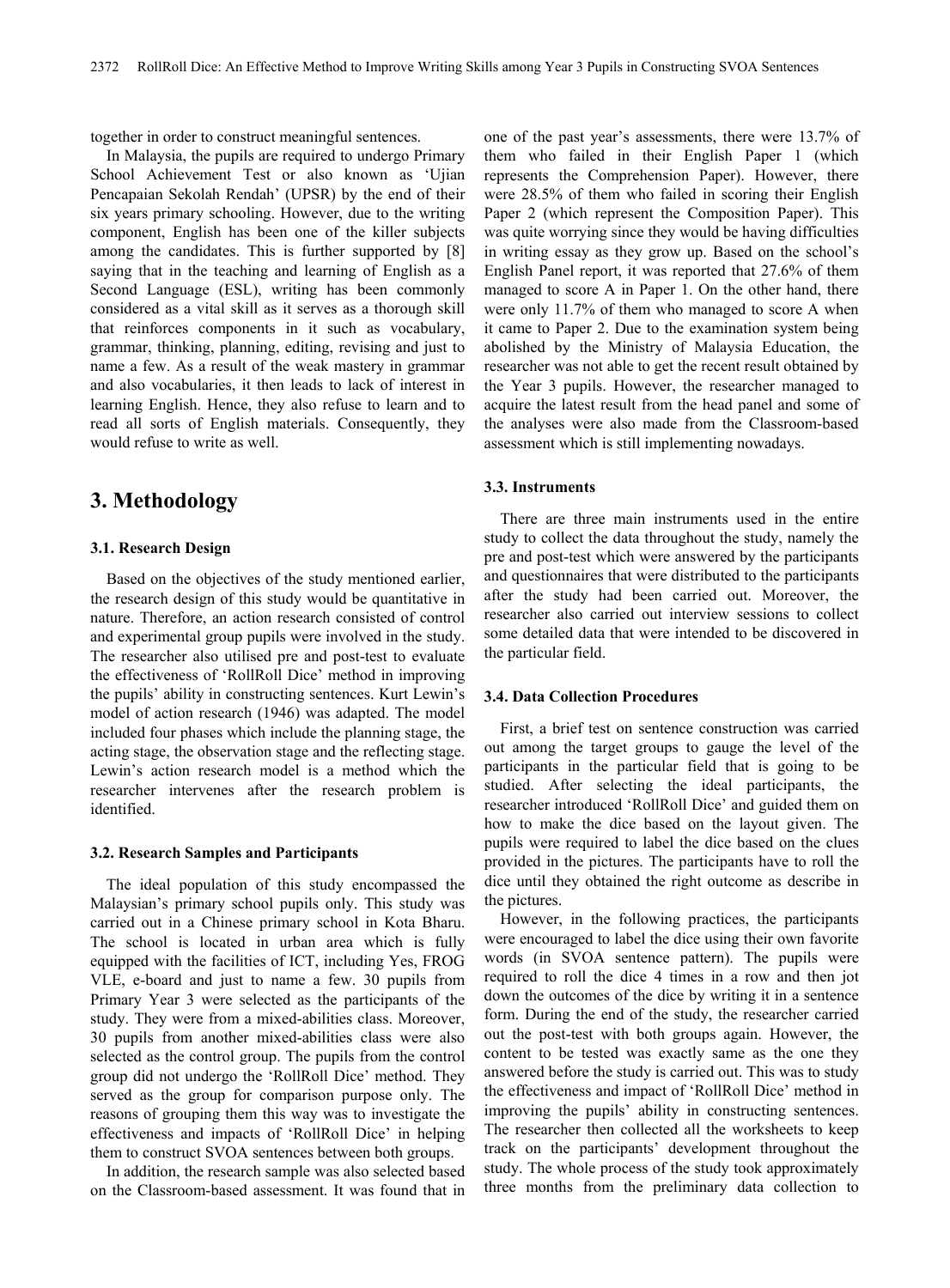together in order to construct meaningful sentences.

In Malaysia, the pupils are required to undergo Primary School Achievement Test or also known as 'Ujian Pencapaian Sekolah Rendah' (UPSR) by the end of their six years primary schooling. However, due to the writing component, English has been one of the killer subjects among the candidates. This is further supported by [8] saying that in the teaching and learning of English as a Second Language (ESL), writing has been commonly considered as a vital skill as it serves as a thorough skill that reinforces components in it such as vocabulary, grammar, thinking, planning, editing, revising and just to name a few. As a result of the weak mastery in grammar and also vocabularies, it then leads to lack of interest in learning English. Hence, they also refuse to learn and to read all sorts of English materials. Consequently, they would refuse to write as well.

# 3. Methodology

### 3.1. Research Design

Based on the objectives of the study mentioned earlier, the research design of this study would be quantitative in nature. Therefore, an action research consisted of control and experimental group pupils were involved in the study. The researcher also utilised pre and post-test to evaluate the effectiveness of 'RollRoll Dice' method in improving the pupils' ability in constructing sentences. Kurt Lewin's model of action research (1946) was adapted. The model included four phases which include the planning stage, the acting stage, the observation stage and the reflecting stage. Lewin's action research model is a method which the researcher intervenes after the research problem is identified.

### 3.2. Research Samples and Participants

The ideal population of this study encompassed the Malaysian's primary school pupils only. This study was carried out in a Chinese primary school in Kota Bharu. The school is located in urban area which is fully equipped with the facilities of ICT, including Yes, FROG VLE, e-board and just to name a few. 30 pupils from Primary Year 3 were selected as the participants of the study. They were from a mixed-abilities class. Moreover, 30 pupils from another mixed-abilities class were also selected as the control group. The pupils from the control group did not undergo the 'RollRoll Dice' method. They served as the group for comparison purpose only. The reasons of grouping them this way was to investigate the effectiveness and impacts of 'RollRoll Dice' in helping them to construct SVOA sentences between both groups.

In addition, the research sample was also selected based on the Classroom-based assessment. It was found that in one of the past year's assessments, there were 13.7% of them who failed in their English Paper 1 (which represents the Comprehension Paper). However, there were 28.5% of them who failed in scoring their English Paper 2 (which represent the Composition Paper). This was quite worrying since they would be having difficulties in writing essay as they grow up. Based on the school's English Panel report, it was reported that 27.6% of them managed to score A in Paper 1. On the other hand, there were only 11.7% of them who managed to score A when it came to Paper 2. Due to the examination system being abolished by the Ministry of Malaysia Education, the researcher was not able to get the recent result obtained by the Year 3 pupils. However, the researcher managed to acquire the latest result from the head panel and some of the analyses were also made from the Classroom-based assessment which is still implementing nowadays.

### 3.3. Instruments

There are three main instruments used in the entire study to collect the data throughout the study, namely the pre and post-test which were answered by the participants and questionnaires that were distributed to the participants after the study had been carried out. Moreover, the researcher also carried out interview sessions to collect some detailed data that were intended to be discovered in the particular field.

### 3.4. Data Collection Procedures

First, a brief test on sentence construction was carried out among the target groups to gauge the level of the participants in the particular field that is going to be studied. After selecting the ideal participants, the researcher introduced 'RollRoll Dice' and guided them on how to make the dice based on the layout given. The pupils were required to label the dice based on the clues provided in the pictures. The participants have to roll the dice until they obtained the right outcome as describe in the pictures.

However, in the following practices, the participants were encouraged to label the dice using their own favorite words (in SVOA sentence pattern). The pupils were required to roll the dice 4 times in a row and then jot down the outcomes of the dice by writing it in a sentence form. During the end of the study, the researcher carried out the post-test with both groups again. However, the content to be tested was exactly same as the one they answered before the study is carried out. This was to study the effectiveness and impact of 'RollRoll Dice' method in improving the pupils' ability in constructing sentences. The researcher then collected all the worksheets to keep track on the participants' development throughout the study. The whole process of the study took approximately three months from the preliminary data collection to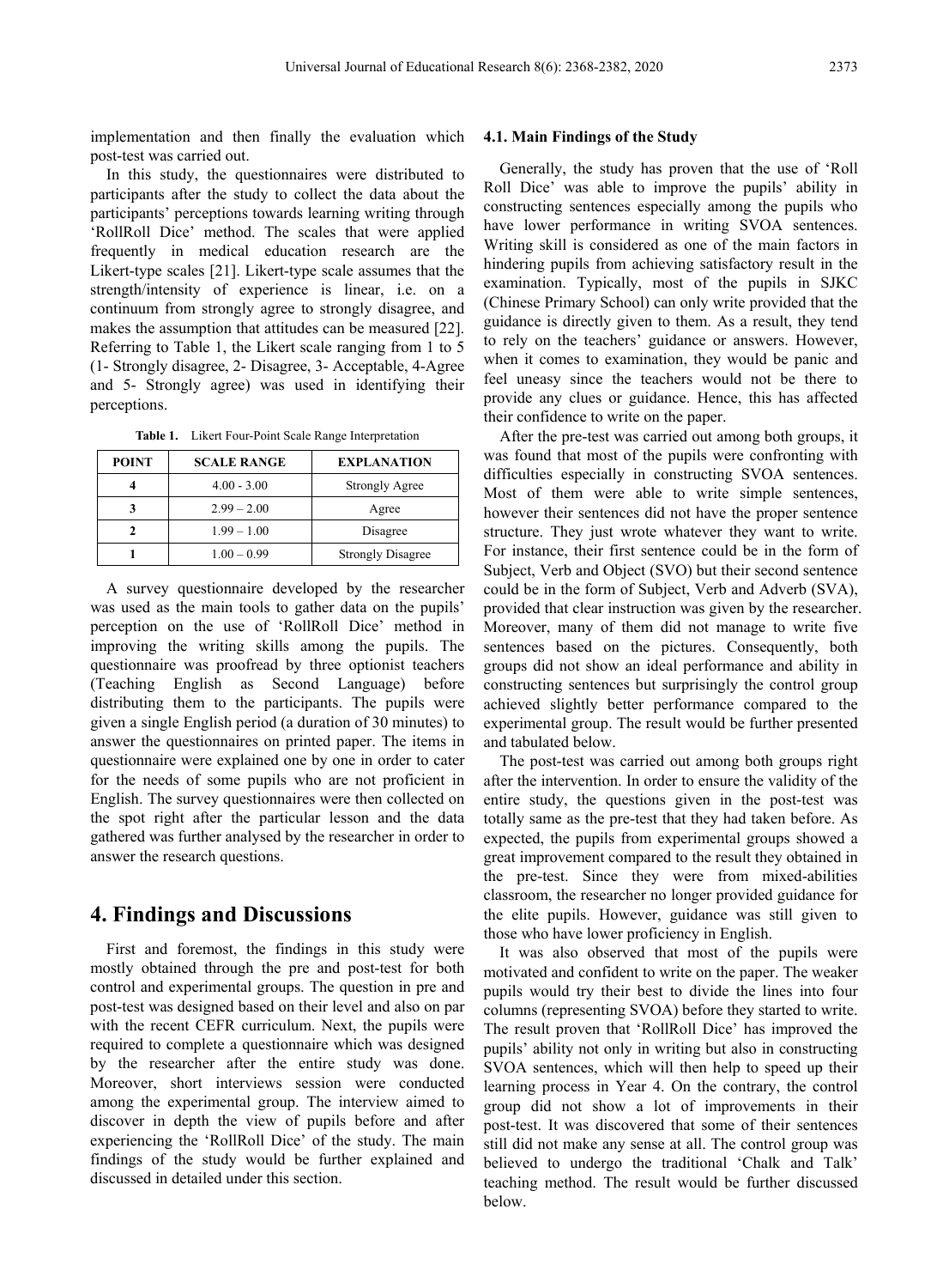implementation and then finally the evaluation which post-test was carried out.

In this study, the questionnaires were distributed to participants after the study to collect the data about the participants' perceptions towards learning writing through 'RollRoll Dice' method. The scales that were applied frequently in medical education research are the Likert-type scales [21]. Likert-type scale assumes that the strength/intensity of experience is linear, i.e. on a continuum from strongly agree to strongly disagree, and makes the assumption that attitudes can be measured [22]. Referring to Table 1, the Likert scale ranging from 1 to 5 (1- Strongly disagree, 2- Disagree, 3- Acceptable, 4-Agree and 5- Strongly agree) was used in identifying their perceptions.

**Table 1.** Likert Four-Point Scale Range Interpretation

| POINT | SCALE RANGE | EXPLANATION |
|---|---|---|
| 4 | 4.00 - 3.00 | Strongly Agree |
| 3 | 2.99 – 2.00 | Agree |
| 2 | 1.99 – 1.00 | Disagree |
| 1 | 1.00 – 0.99 | Strongly Disagree |

A survey questionnaire developed by the researcher was used as the main tools to gather data on the pupils' perception on the use of 'RollRoll Dice' method in improving the writing skills among the pupils. The questionnaire was proofread by three optionist teachers (Teaching English as Second Language) before distributing them to the participants. The pupils were given a single English period (a duration of 30 minutes) to answer the questionnaires on printed paper. The items in questionnaire were explained one by one in order to cater for the needs of some pupils who are not proficient in English. The survey questionnaires were then collected on the spot right after the particular lesson and the data gathered was further analysed by the researcher in order to answer the research questions.

# 4. Findings and Discussions

First and foremost, the findings in this study were mostly obtained through the pre and post-test for both control and experimental groups. The question in pre and post-test was designed based on their level and also on par with the recent CEFR curriculum. Next, the pupils were required to complete a questionnaire which was designed by the researcher after the entire study was done. Moreover, short interviews session were conducted among the experimental group. The interview aimed to discover in depth the view of pupils before and after experiencing the 'RollRoll Dice' of the study. The main findings of the study would be further explained and discussed in detailed under this section.

## 4.1. Main Findings of the Study

Generally, the study has proven that the use of 'Roll Roll Dice' was able to improve the pupils' ability in constructing sentences especially among the pupils who have lower performance in writing SVOA sentences. Writing skill is considered as one of the main factors in hindering pupils from achieving satisfactory result in the examination. Typically, most of the pupils in SJKC (Chinese Primary School) can only write provided that the guidance is directly given to them. As a result, they tend to rely on the teachers' guidance or answers. However, when it comes to examination, they would be panic and feel uneasy since the teachers would not be there to provide any clues or guidance. Hence, this has affected their confidence to write on the paper.

After the pre-test was carried out among both groups, it was found that most of the pupils were confronting with difficulties especially in constructing SVOA sentences. Most of them were able to write simple sentences, however their sentences did not have the proper sentence structure. They just wrote whatever they want to write. For instance, their first sentence could be in the form of Subject, Verb and Object (SVO) but their second sentence could be in the form of Subject, Verb and Adverb (SVA), provided that clear instruction was given by the researcher. Moreover, many of them did not manage to write five sentences based on the pictures. Consequently, both groups did not show an ideal performance and ability in constructing sentences but surprisingly the control group achieved slightly better performance compared to the experimental group. The result would be further presented and tabulated below.

The post-test was carried out among both groups right after the intervention. In order to ensure the validity of the entire study, the questions given in the post-test was totally same as the pre-test that they had taken before. As expected, the pupils from experimental groups showed a great improvement compared to the result they obtained in the pre-test. Since they were from mixed-abilities classroom, the researcher no longer provided guidance for the elite pupils. However, guidance was still given to those who have lower proficiency in English.

It was also observed that most of the pupils were motivated and confident to write on the paper. The weaker pupils would try their best to divide the lines into four columns (representing SVOA) before they started to write. The result proven that 'RollRoll Dice' has improved the pupils' ability not only in writing but also in constructing SVOA sentences, which will then help to speed up their learning process in Year 4. On the contrary, the control group did not show a lot of improvements in their post-test. It was discovered that some of their sentences still did not make any sense at all. The control group was believed to undergo the traditional 'Chalk and Talk' teaching method. The result would be further discussed below.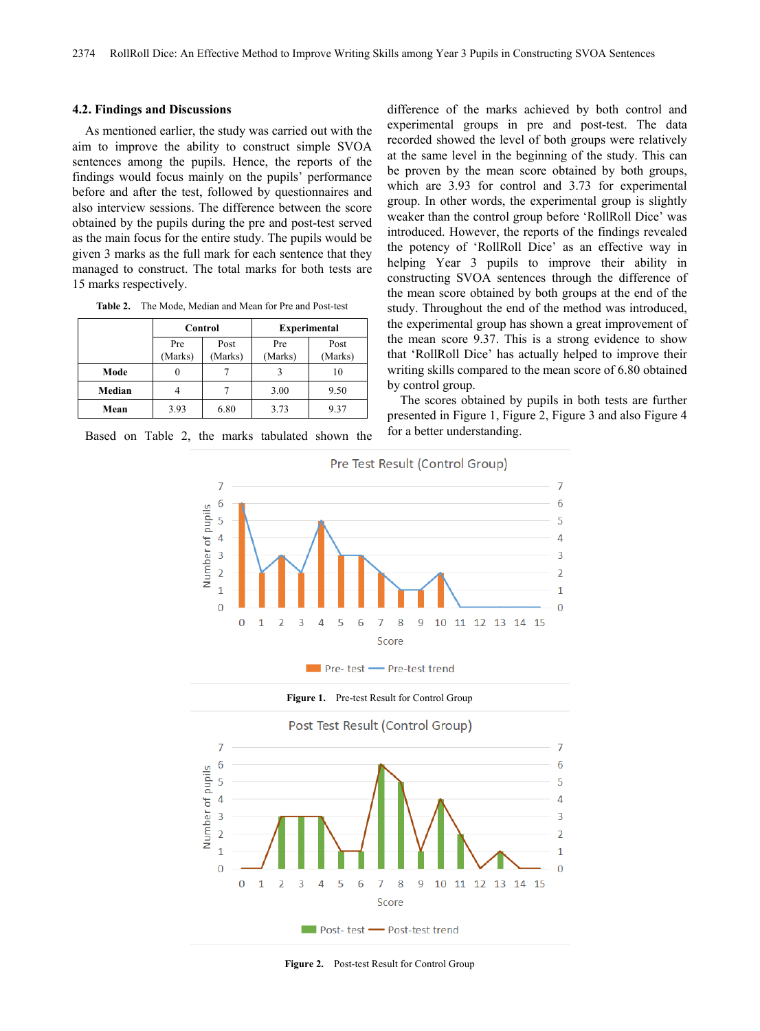### 4.2. Findings and Discussions

As mentioned earlier, the study was carried out with the aim to improve the ability to construct simple SVOA sentences among the pupils. Hence, the reports of the findings would focus mainly on the pupils' performance before and after the test, followed by questionnaires and also interview sessions. The difference between the score obtained by the pupils during the pre and post-test served as the main focus for the entire study. The pupils would be given 3 marks as the full mark for each sentence that they managed to construct. The total marks for both tests are 15 marks respectively.

**Table 2.** The Mode, Median and Mean for Pre and Post-test

| | Control | | Experimental | |
|---|---|---|---|---|
| | Pre (Marks) | Post (Marks) | Pre (Marks) | Post (Marks) |
| **Mode** | 0 | 7 | 3 | 10 |
| **Median** | 4 | 7 | 3.00 | 9.50 |
| **Mean** | 3.93 | 6.80 | 3.73 | 9.37 |

Based on Table 2, the marks tabulated shown the difference of the marks achieved by both control and experimental groups in pre and post-test. The data recorded showed the level of both groups were relatively at the same level in the beginning of the study. This can be proven by the mean score obtained by both groups, which are 3.93 for control and 3.73 for experimental group. In other words, the experimental group is slightly weaker than the control group before 'RollRoll Dice' was introduced. However, the reports of the findings revealed the potency of 'RollRoll Dice' as an effective way in helping Year 3 pupils to improve their ability in constructing SVOA sentences through the difference of the mean score obtained by both groups at the end of the study. Throughout the end of the method was introduced, the experimental group has shown a great improvement of the mean score 9.37. This is a strong evidence to show that 'RollRoll Dice' has actually helped to improve their writing skills compared to the mean score of 6.80 obtained by control group.

The scores obtained by pupils in both tests are further presented in Figure 1, Figure 2, Figure 3 and also Figure 4 for a better understanding.

**Figure 1.** Pre-test Result for Control Group

**Figure 2.** Post-test Result for Control Group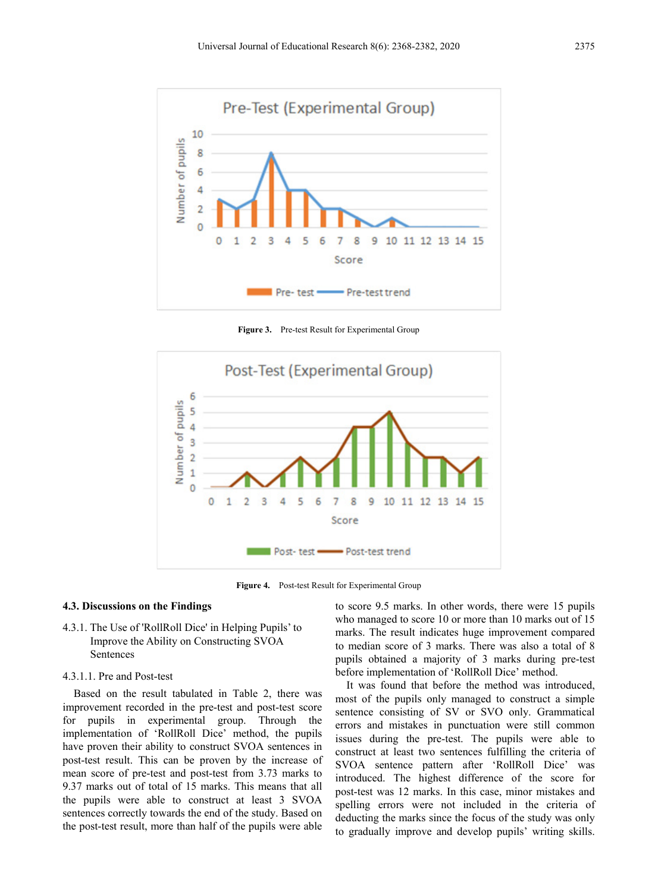Figure 3. Pre-test Result for Experimental Group

Figure 4. Post-test Result for Experimental Group

### 4.3. Discussions on the Findings

#### 4.3.1. The Use of 'RollRoll Dice' in Helping Pupils' to Improve the Ability on Constructing SVOA Sentences

##### 4.3.1.1. Pre and Post-test

Based on the result tabulated in Table 2, there was improvement recorded in the pre-test and post-test score for pupils in experimental group. Through the implementation of 'RollRoll Dice' method, the pupils have proven their ability to construct SVOA sentences in post-test result. This can be proven by the increase of mean score of pre-test and post-test from 3.73 marks to 9.37 marks out of total of 15 marks. This means that all the pupils were able to construct at least 3 SVOA sentences correctly towards the end of the study. Based on the post-test result, more than half of the pupils were able to score 9.5 marks. In other words, there were 15 pupils who managed to score 10 or more than 10 marks out of 15 marks. The result indicates huge improvement compared to median score of 3 marks. There was also a total of 8 pupils obtained a majority of 3 marks during pre-test before implementation of 'RollRoll Dice' method.

It was found that before the method was introduced, most of the pupils only managed to construct a simple sentence consisting of SV or SVO only. Grammatical errors and mistakes in punctuation were still common issues during the pre-test. The pupils were able to construct at least two sentences fulfilling the criteria of SVOA sentence pattern after 'RollRoll Dice' was introduced. The highest difference of the score for post-test was 12 marks. In this case, minor mistakes and spelling errors were not included in the criteria of deducting the marks since the focus of the study was only to gradually improve and develop pupils' writing skills.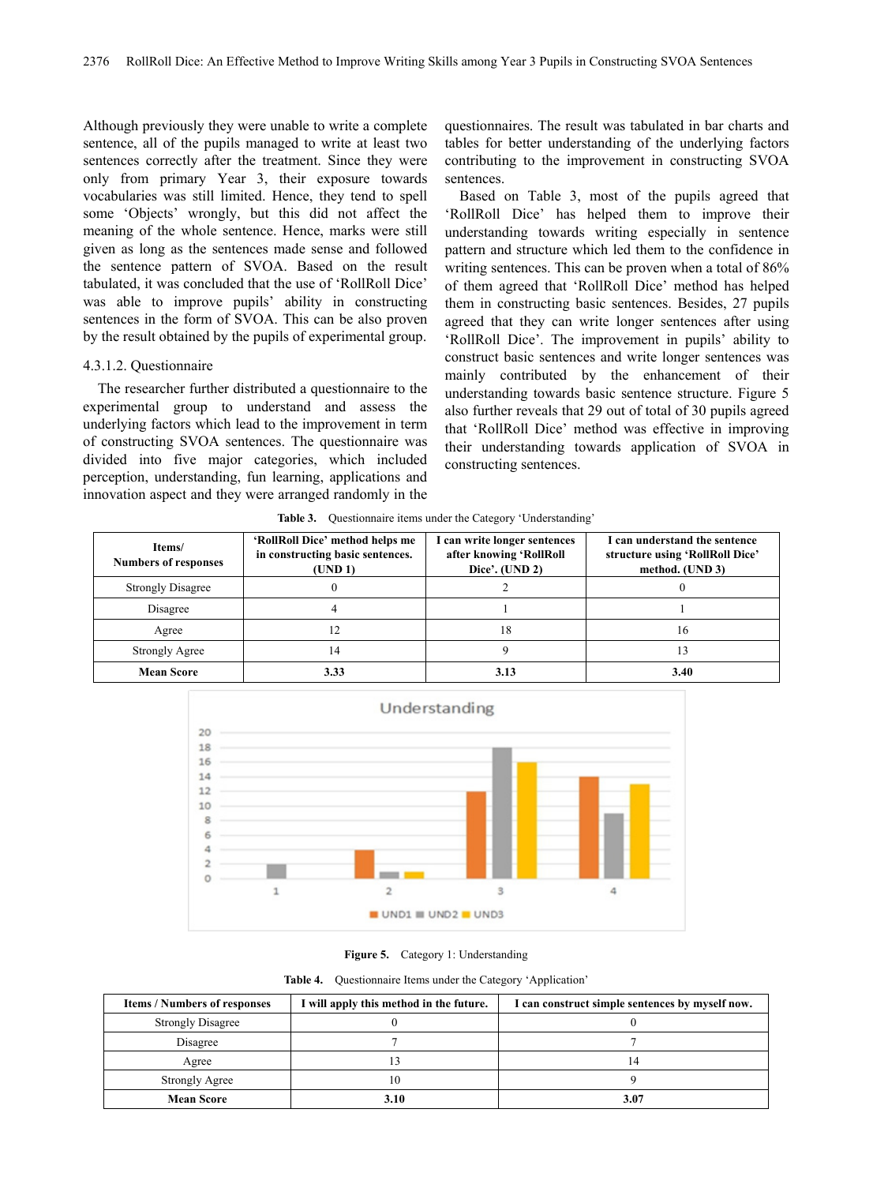Although previously they were unable to write a complete sentence, all of the pupils managed to write at least two sentences correctly after the treatment. Since they were only from primary Year 3, their exposure towards vocabularies was still limited. Hence, they tend to spell some 'Objects' wrongly, but this did not affect the meaning of the whole sentence. Hence, marks were still given as long as the sentences made sense and followed the sentence pattern of SVOA. Based on the result tabulated, it was concluded that the use of 'RollRoll Dice' was able to improve pupils' ability in constructing sentences in the form of SVOA. This can be also proven by the result obtained by the pupils of experimental group.

#### 4.3.1.2. Questionnaire

The researcher further distributed a questionnaire to the experimental group to understand and assess the underlying factors which lead to the improvement in term of constructing SVOA sentences. The questionnaire was divided into five major categories, which included perception, understanding, fun learning, applications and innovation aspect and they were arranged randomly in the questionnaires. The result was tabulated in bar charts and tables for better understanding of the underlying factors contributing to the improvement in constructing SVOA sentences.

Based on Table 3, most of the pupils agreed that 'RollRoll Dice' has helped them to improve their understanding towards writing especially in sentence pattern and structure which led them to the confidence in writing sentences. This can be proven when a total of 86% of them agreed that 'RollRoll Dice' method has helped them in constructing basic sentences. Besides, 27 pupils agreed that they can write longer sentences after using 'RollRoll Dice'. The improvement in pupils' ability to construct basic sentences and write longer sentences was mainly contributed by the enhancement of their understanding towards basic sentence structure. Figure 5 also further reveals that 29 out of total of 30 pupils agreed that 'RollRoll Dice' method was effective in improving their understanding towards application of SVOA in constructing sentences.

**Table 3.** Questionnaire items under the Category 'Understanding'

| Items/ Numbers of responses | 'RollRoll Dice' method helps me in constructing basic sentences. (UND 1) | I can write longer sentences after knowing 'RollRoll Dice'. (UND 2) | I can understand the sentence structure using 'RollRoll Dice' method. (UND 3) |
|---|---|---|---|
| Strongly Disagree | 0 | 2 | 0 |
| Disagree | 4 | 1 | 1 |
| Agree | 12 | 18 | 16 |
| Strongly Agree | 14 | 9 | 13 |
| **Mean Score** | **3.33** | **3.13** | **3.40** |

**Figure 5.** Category 1: Understanding

**Table 4.** Questionnaire Items under the Category 'Application'

| Items / Numbers of responses | I will apply this method in the future. | I can construct simple sentences by myself now. |
|---|---|---|
| Strongly Disagree | 0 | 0 |
| Disagree | 7 | 7 |
| Agree | 13 | 14 |
| Strongly Agree | 10 | 9 |
| **Mean Score** | **3.10** | **3.07** |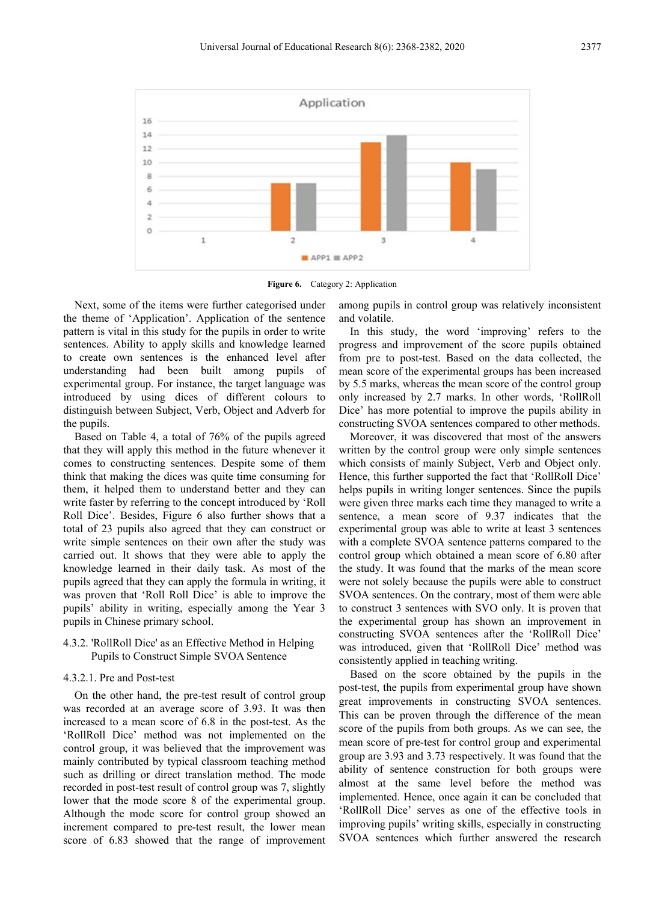Figure 6. Category 2: Application

Next, some of the items were further categorised under the theme of 'Application'. Application of the sentence pattern is vital in this study for the pupils in order to write sentences. Ability to apply skills and knowledge learned to create own sentences is the enhanced level after understanding had been built among pupils of experimental group. For instance, the target language was introduced by using dices of different colours to distinguish between Subject, Verb, Object and Adverb for the pupils.

Based on Table 4, a total of 76% of the pupils agreed that they will apply this method in the future whenever it comes to constructing sentences. Despite some of them think that making the dices was quite time consuming for them, it helped them to understand better and they can write faster by referring to the concept introduced by 'Roll Roll Dice'. Besides, Figure 6 also further shows that a total of 23 pupils also agreed that they can construct or write simple sentences on their own after the study was carried out. It shows that they were able to apply the knowledge learned in their daily task. As most of the pupils agreed that they can apply the formula in writing, it was proven that 'Roll Roll Dice' is able to improve the pupils' ability in writing, especially among the Year 3 pupils in Chinese primary school.

#### 4.3.2. 'RollRoll Dice' as an Effective Method in Helping Pupils to Construct Simple SVOA Sentence

##### 4.3.2.1. Pre and Post-test

On the other hand, the pre-test result of control group was recorded at an average score of 3.93. It was then increased to a mean score of 6.8 in the post-test. As the 'RollRoll Dice' method was not implemented on the control group, it was believed that the improvement was mainly contributed by typical classroom teaching method such as drilling or direct translation method. The mode recorded in post-test result of control group was 7, slightly lower that the mode score 8 of the experimental group. Although the mode score for control group showed an increment compared to pre-test result, the lower mean score of 6.83 showed that the range of improvement among pupils in control group was relatively inconsistent and volatile.

In this study, the word 'improving' refers to the progress and improvement of the score pupils obtained from pre to post-test. Based on the data collected, the mean score of the experimental groups has been increased by 5.5 marks, whereas the mean score of the control group only increased by 2.7 marks. In other words, 'RollRoll Dice' has more potential to improve the pupils ability in constructing SVOA sentences compared to other methods.

Moreover, it was discovered that most of the answers written by the control group were only simple sentences which consists of mainly Subject, Verb and Object only. Hence, this further supported the fact that 'RollRoll Dice' helps pupils in writing longer sentences. Since the pupils were given three marks each time they managed to write a sentence, a mean score of 9.37 indicates that the experimental group was able to write at least 3 sentences with a complete SVOA sentence patterns compared to the control group which obtained a mean score of 6.80 after the study. It was found that the marks of the mean score were not solely because the pupils were able to construct SVOA sentences. On the contrary, most of them were able to construct 3 sentences with SVO only. It is proven that the experimental group has shown an improvement in constructing SVOA sentences after the 'RollRoll Dice' was introduced, given that 'RollRoll Dice' method was consistently applied in teaching writing.

Based on the score obtained by the pupils in the post-test, the pupils from experimental group have shown great improvements in constructing SVOA sentences. This can be proven through the difference of the mean score of the pupils from both groups. As we can see, the mean score of pre-test for control group and experimental group are 3.93 and 3.73 respectively. It was found that the ability of sentence construction for both groups were almost at the same level before the method was implemented. Hence, once again it can be concluded that 'RollRoll Dice' serves as one of the effective tools in improving pupils' writing skills, especially in constructing SVOA sentences which further answered the research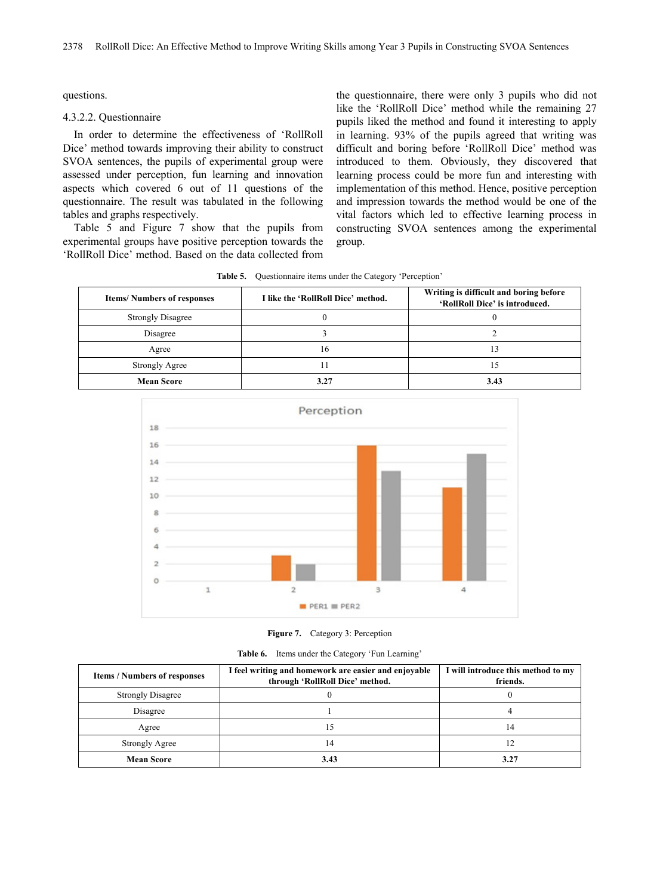questions.

4.3.2.2. Questionnaire

In order to determine the effectiveness of 'RollRoll Dice' method towards improving their ability to construct SVOA sentences, the pupils of experimental group were assessed under perception, fun learning and innovation aspects which covered 6 out of 11 questions of the questionnaire. The result was tabulated in the following tables and graphs respectively.

Table 5 and Figure 7 show that the pupils from experimental groups have positive perception towards the 'RollRoll Dice' method. Based on the data collected from the questionnaire, there were only 3 pupils who did not like the 'RollRoll Dice' method while the remaining 27 pupils liked the method and found it interesting to apply in learning. 93% of the pupils agreed that writing was difficult and boring before 'RollRoll Dice' method was introduced to them. Obviously, they discovered that learning process could be more fun and interesting with implementation of this method. Hence, positive perception and impression towards the method would be one of the vital factors which led to effective learning process in constructing SVOA sentences among the experimental group.

**Table 5.** Questionnaire items under the Category 'Perception'

| Items/ Numbers of responses | I like the 'RollRoll Dice' method. | Writing is difficult and boring before 'RollRoll Dice' is introduced. |
|---|---|---|
| Strongly Disagree | 0 | 0 |
| Disagree | 3 | 2 |
| Agree | 16 | 13 |
| Strongly Agree | 11 | 15 |
| **Mean Score** | **3.27** | **3.43** |

**Figure 7.** Category 3: Perception

**Table 6.** Items under the Category 'Fun Learning'

| Items / Numbers of responses | I feel writing and homework are easier and enjoyable through 'RollRoll Dice' method. | I will introduce this method to my friends. |
|---|---|---|
| Strongly Disagree | 0 | 0 |
| Disagree | 1 | 4 |
| Agree | 15 | 14 |
| Strongly Agree | 14 | 12 |
| **Mean Score** | **3.43** | **3.27** |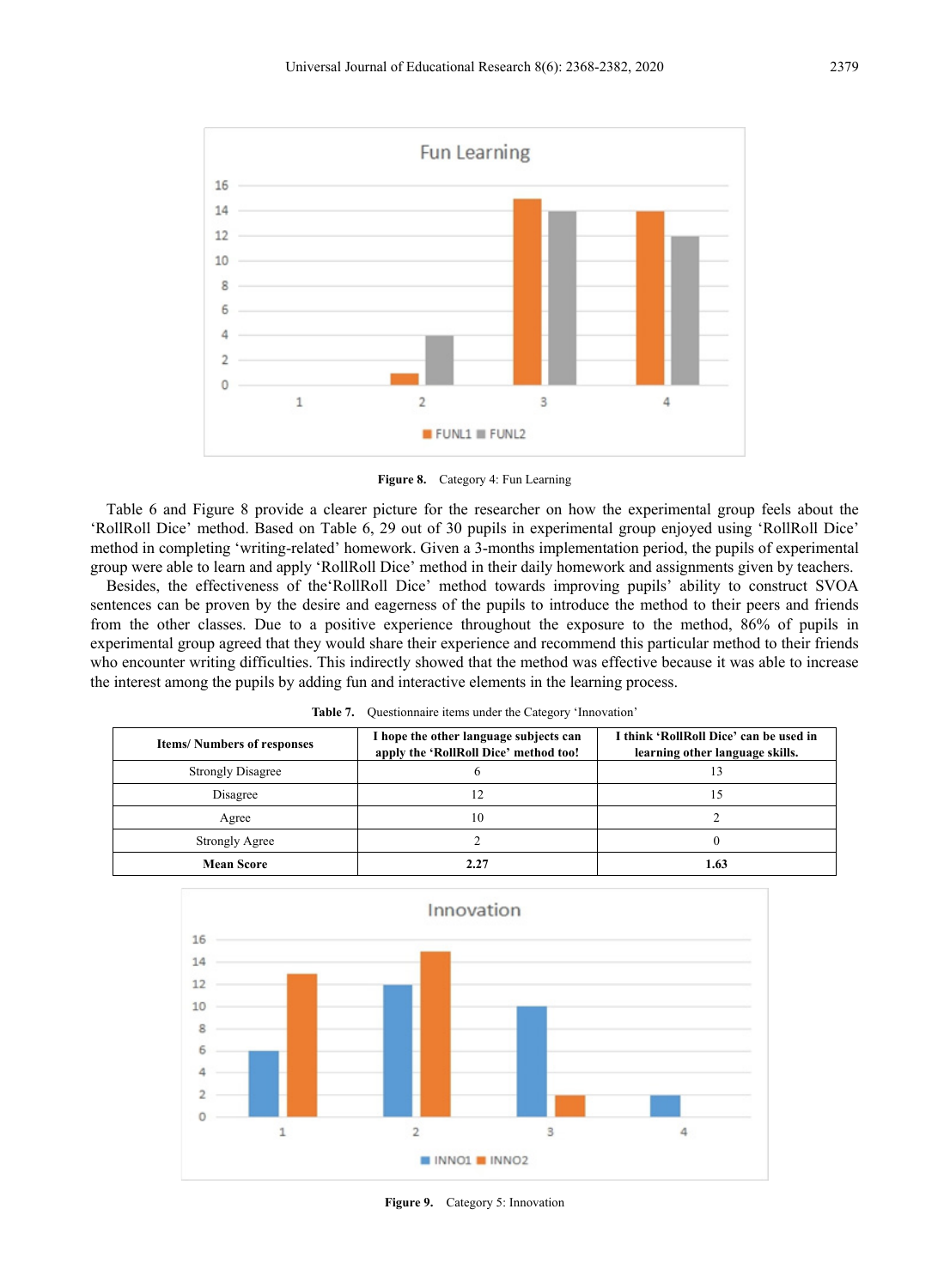Figure 8. Category 4: Fun Learning

Table 6 and Figure 8 provide a clearer picture for the researcher on how the experimental group feels about the 'RollRoll Dice' method. Based on Table 6, 29 out of 30 pupils in experimental group enjoyed using 'RollRoll Dice' method in completing 'writing-related' homework. Given a 3-months implementation period, the pupils of experimental group were able to learn and apply 'RollRoll Dice' method in their daily homework and assignments given by teachers.

Besides, the effectiveness of the'RollRoll Dice' method towards improving pupils' ability to construct SVOA sentences can be proven by the desire and eagerness of the pupils to introduce the method to their peers and friends from the other classes. Due to a positive experience throughout the exposure to the method, 86% of pupils in experimental group agreed that they would share their experience and recommend this particular method to their friends who encounter writing difficulties. This indirectly showed that the method was effective because it was able to increase the interest among the pupils by adding fun and interactive elements in the learning process.

**Table 7.** Questionnaire items under the Category 'Innovation'

| Items/ Numbers of responses | I hope the other language subjects can apply the 'RollRoll Dice' method too! | I think 'RollRoll Dice' can be used in learning other language skills. |
|---|---|---|
| Strongly Disagree | 6 | 13 |
| Disagree | 12 | 15 |
| Agree | 10 | 2 |
| Strongly Agree | 2 | 0 |
| **Mean Score** | **2.27** | **1.63** |

Figure 9. Category 5: Innovation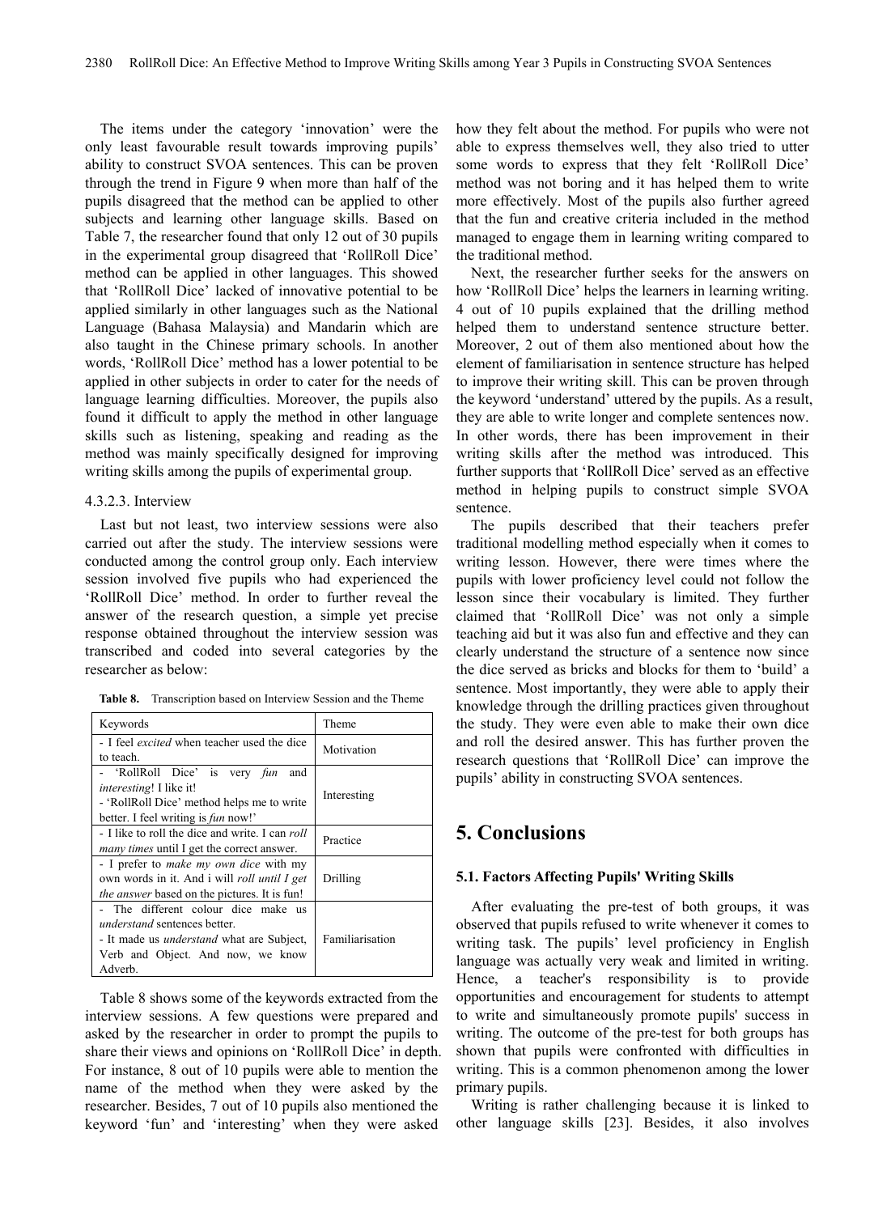The items under the category 'innovation' were the only least favourable result towards improving pupils' ability to construct SVOA sentences. This can be proven through the trend in Figure 9 when more than half of the pupils disagreed that the method can be applied to other subjects and learning other language skills. Based on Table 7, the researcher found that only 12 out of 30 pupils in the experimental group disagreed that 'RollRoll Dice' method can be applied in other languages. This showed that 'RollRoll Dice' lacked of innovative potential to be applied similarly in other languages such as the National Language (Bahasa Malaysia) and Mandarin which are also taught in the Chinese primary schools. In another words, 'RollRoll Dice' method has a lower potential to be applied in other subjects in order to cater for the needs of language learning difficulties. Moreover, the pupils also found it difficult to apply the method in other language skills such as listening, speaking and reading as the method was mainly specifically designed for improving writing skills among the pupils of experimental group.

#### 4.3.2.3. Interview

Last but not least, two interview sessions were also carried out after the study. The interview sessions were conducted among the control group only. Each interview session involved five pupils who had experienced the 'RollRoll Dice' method. In order to further reveal the answer of the research question, a simple yet precise response obtained throughout the interview session was transcribed and coded into several categories by the researcher as below:

**Table 8.** Transcription based on Interview Session and the Theme

| Keywords | Theme |
|---|---|
| - I feel *excited* when teacher used the dice to teach. | Motivation |
| - 'RollRoll Dice' is very *fun* and *interesting*! I like it!<br>- 'RollRoll Dice' method helps me to write better. I feel writing is *fun* now!' | Interesting |
| - I like to roll the dice and write. I can *roll many times* until I get the correct answer. | Practice |
| - I prefer to *make my own dice* with my own words in it. And i will *roll until I get the answer* based on the pictures. It is fun! | Drilling |
| - The different colour dice make us *understand* sentences better.<br>- It made us *understand* what are Subject, Verb and Object. And now, we know Adverb. | Familiarisation |

Table 8 shows some of the keywords extracted from the interview sessions. A few questions were prepared and asked by the researcher in order to prompt the pupils to share their views and opinions on 'RollRoll Dice' in depth. For instance, 8 out of 10 pupils were able to mention the name of the method when they were asked by the researcher. Besides, 7 out of 10 pupils also mentioned the keyword 'fun' and 'interesting' when they were asked how they felt about the method. For pupils who were not able to express themselves well, they also tried to utter some words to express that they felt 'RollRoll Dice' method was not boring and it has helped them to write more effectively. Most of the pupils also further agreed that the fun and creative criteria included in the method managed to engage them in learning writing compared to the traditional method.

Next, the researcher further seeks for the answers on how 'RollRoll Dice' helps the learners in learning writing. 4 out of 10 pupils explained that the drilling method helped them to understand sentence structure better. Moreover, 2 out of them also mentioned about how the element of familiarisation in sentence structure has helped to improve their writing skill. This can be proven through the keyword 'understand' uttered by the pupils. As a result, they are able to write longer and complete sentences now. In other words, there has been improvement in their writing skills after the method was introduced. This further supports that 'RollRoll Dice' served as an effective method in helping pupils to construct simple SVOA sentence.

The pupils described that their teachers prefer traditional modelling method especially when it comes to writing lesson. However, there were times where the pupils with lower proficiency level could not follow the lesson since their vocabulary is limited. They further claimed that 'RollRoll Dice' was not only a simple teaching aid but it was also fun and effective and they can clearly understand the structure of a sentence now since the dice served as bricks and blocks for them to 'build' a sentence. Most importantly, they were able to apply their knowledge through the drilling practices given throughout the study. They were even able to make their own dice and roll the desired answer. This has further proven the research questions that 'RollRoll Dice' can improve the pupils' ability in constructing SVOA sentences.

## 5. Conclusions

### 5.1. Factors Affecting Pupils' Writing Skills

After evaluating the pre-test of both groups, it was observed that pupils refused to write whenever it comes to writing task. The pupils' level proficiency in English language was actually very weak and limited in writing. Hence, a teacher's responsibility is to provide opportunities and encouragement for students to attempt to write and simultaneously promote pupils' success in writing. The outcome of the pre-test for both groups has shown that pupils were confronted with difficulties in writing. This is a common phenomenon among the lower primary pupils.

Writing is rather challenging because it is linked to other language skills [23]. Besides, it also involves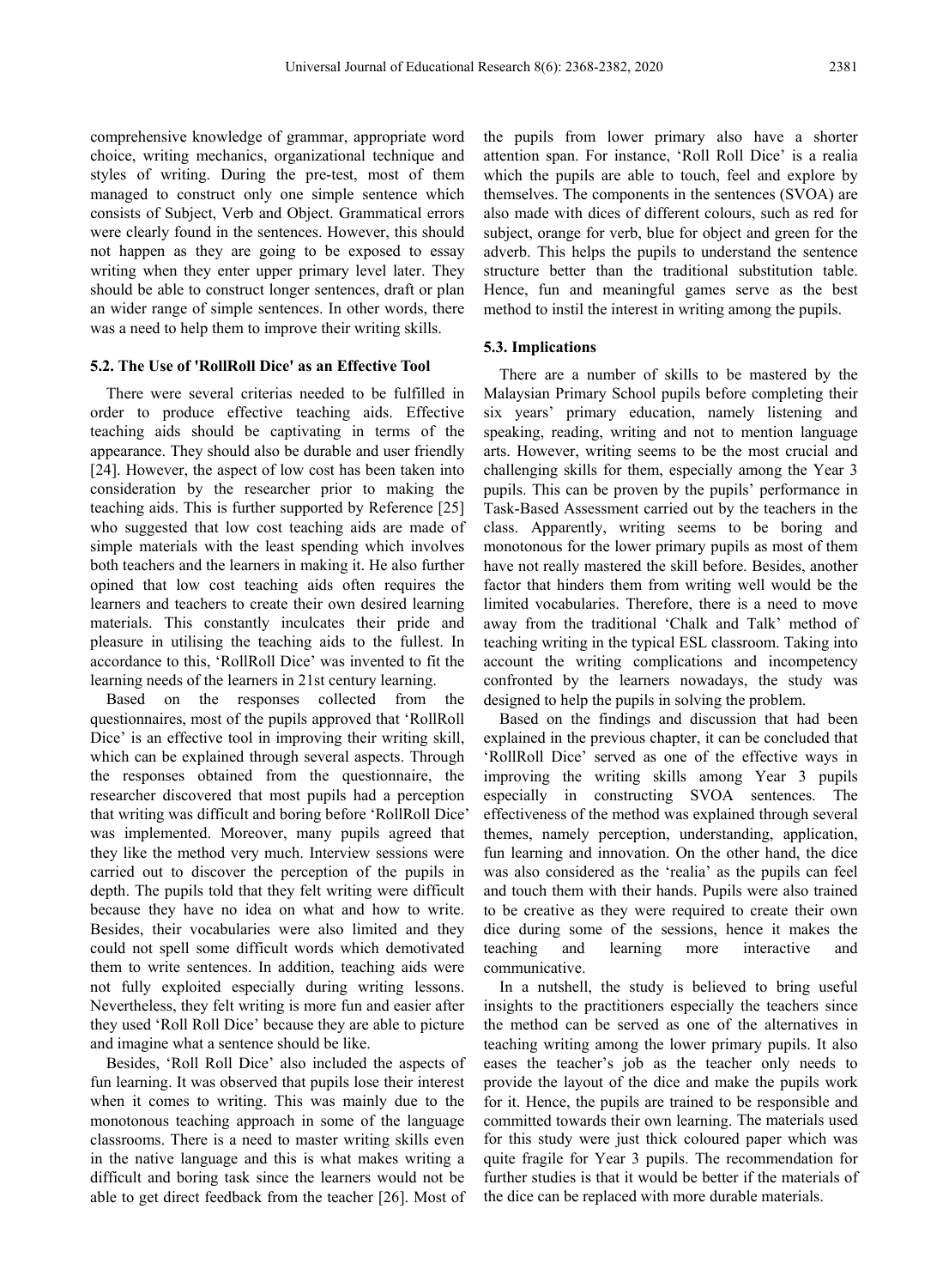comprehensive knowledge of grammar, appropriate word choice, writing mechanics, organizational technique and styles of writing. During the pre-test, most of them managed to construct only one simple sentence which consists of Subject, Verb and Object. Grammatical errors were clearly found in the sentences. However, this should not happen as they are going to be exposed to essay writing when they enter upper primary level later. They should be able to construct longer sentences, draft or plan an wider range of simple sentences. In other words, there was a need to help them to improve their writing skills.

### 5.2. The Use of 'RollRoll Dice' as an Effective Tool

There were several criterias needed to be fulfilled in order to produce effective teaching aids. Effective teaching aids should be captivating in terms of the appearance. They should also be durable and user friendly [24]. However, the aspect of low cost has been taken into consideration by the researcher prior to making the teaching aids. This is further supported by Reference [25] who suggested that low cost teaching aids are made of simple materials with the least spending which involves both teachers and the learners in making it. He also further opined that low cost teaching aids often requires the learners and teachers to create their own desired learning materials. This constantly inculcates their pride and pleasure in utilising the teaching aids to the fullest. In accordance to this, 'RollRoll Dice' was invented to fit the learning needs of the learners in 21st century learning.

Based on the responses collected from the questionnaires, most of the pupils approved that 'RollRoll Dice' is an effective tool in improving their writing skill, which can be explained through several aspects. Through the responses obtained from the questionnaire, the researcher discovered that most pupils had a perception that writing was difficult and boring before 'RollRoll Dice' was implemented. Moreover, many pupils agreed that they like the method very much. Interview sessions were carried out to discover the perception of the pupils in depth. The pupils told that they felt writing were difficult because they have no idea on what and how to write. Besides, their vocabularies were also limited and they could not spell some difficult words which demotivated them to write sentences. In addition, teaching aids were not fully exploited especially during writing lessons. Nevertheless, they felt writing is more fun and easier after they used 'Roll Roll Dice' because they are able to picture and imagine what a sentence should be like.

Besides, 'Roll Roll Dice' also included the aspects of fun learning. It was observed that pupils lose their interest when it comes to writing. This was mainly due to the monotonous teaching approach in some of the language classrooms. There is a need to master writing skills even in the native language and this is what makes writing a difficult and boring task since the learners would not be able to get direct feedback from the teacher [26]. Most of the pupils from lower primary also have a shorter attention span. For instance, 'Roll Roll Dice' is a realia which the pupils are able to touch, feel and explore by themselves. The components in the sentences (SVOA) are also made with dices of different colours, such as red for subject, orange for verb, blue for object and green for the adverb. This helps the pupils to understand the sentence structure better than the traditional substitution table. Hence, fun and meaningful games serve as the best method to instil the interest in writing among the pupils.

### 5.3. Implications

There are a number of skills to be mastered by the Malaysian Primary School pupils before completing their six years' primary education, namely listening and speaking, reading, writing and not to mention language arts. However, writing seems to be the most crucial and challenging skills for them, especially among the Year 3 pupils. This can be proven by the pupils' performance in Task-Based Assessment carried out by the teachers in the class. Apparently, writing seems to be boring and monotonous for the lower primary pupils as most of them have not really mastered the skill before. Besides, another factor that hinders them from writing well would be the limited vocabularies. Therefore, there is a need to move away from the traditional 'Chalk and Talk' method of teaching writing in the typical ESL classroom. Taking into account the writing complications and incompetency confronted by the learners nowadays, the study was designed to help the pupils in solving the problem.

Based on the findings and discussion that had been explained in the previous chapter, it can be concluded that 'RollRoll Dice' served as one of the effective ways in improving the writing skills among Year 3 pupils especially in constructing SVOA sentences. The effectiveness of the method was explained through several themes, namely perception, understanding, application, fun learning and innovation. On the other hand, the dice was also considered as the 'realia' as the pupils can feel and touch them with their hands. Pupils were also trained to be creative as they were required to create their own dice during some of the sessions, hence it makes the teaching and learning more interactive and communicative.

In a nutshell, the study is believed to bring useful insights to the practitioners especially the teachers since the method can be served as one of the alternatives in teaching writing among the lower primary pupils. It also eases the teacher's job as the teacher only needs to provide the layout of the dice and make the pupils work for it. Hence, the pupils are trained to be responsible and committed towards their own learning. The materials used for this study were just thick coloured paper which was quite fragile for Year 3 pupils. The recommendation for further studies is that it would be better if the materials of the dice can be replaced with more durable materials.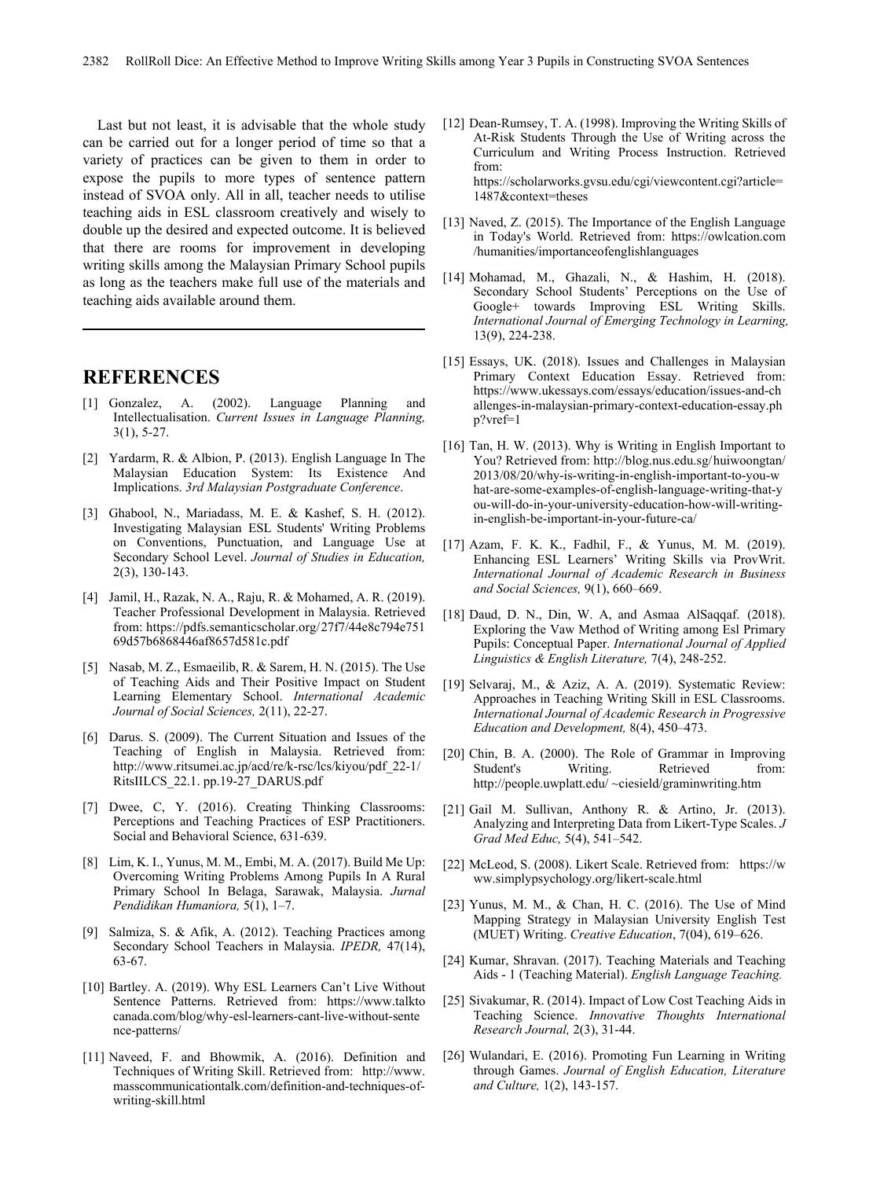Last but not least, it is advisable that the whole study can be carried out for a longer period of time so that a variety of practices can be given to them in order to expose the pupils to more types of sentence pattern instead of SVOA only. All in all, teacher needs to utilise teaching aids in ESL classroom creatively and wisely to double up the desired and expected outcome. It is believed that there are rooms for improvement in developing writing skills among the Malaysian Primary School pupils as long as the teachers make full use of the materials and teaching aids available around them.

# REFERENCES

[1] Gonzalez, A. (2002). Language Planning and Intellectualisation. *Current Issues in Language Planning,* 3(1), 5-27.

[2] Yardarm, R. & Albion, P. (2013). English Language In The Malaysian Education System: Its Existence And Implications. *3rd Malaysian Postgraduate Conference*.

[3] Ghabool, N., Mariadass, M. E. & Kashef, S. H. (2012). Investigating Malaysian ESL Students' Writing Problems on Conventions, Punctuation, and Language Use at Secondary School Level. *Journal of Studies in Education,* 2(3), 130-143.

[4] Jamil, H., Razak, N. A., Raju, R. & Mohamed, A. R. (2019). Teacher Professional Development in Malaysia. Retrieved from: https://pdfs.semanticscholar.org/27f7/44e8c794e751 69d57b6868446af8657d581c.pdf

[5] Nasab, M. Z., Esmaeilib, R. & Sarem, H. N. (2015). The Use of Teaching Aids and Their Positive Impact on Student Learning Elementary School. *International Academic Journal of Social Sciences,* 2(11), 22-27.

[6] Darus. S. (2009). The Current Situation and Issues of the Teaching of English in Malaysia. Retrieved from: http://www.ritsumei.ac.jp/acd/re/k-rsc/lcs/kiyou/pdf_22-1/ RitsIILCS_22.1. pp.19-27_DARUS.pdf

[7] Dwee, C, Y. (2016). Creating Thinking Classrooms: Perceptions and Teaching Practices of ESP Practitioners. Social and Behavioral Science, 631-639.

[8] Lim, K. I., Yunus, M. M., Embi, M. A. (2017). Build Me Up: Overcoming Writing Problems Among Pupils In A Rural Primary School In Belaga, Sarawak, Malaysia. *Jurnal Pendidikan Humaniora,* 5(1), 1–7.

[9] Salmiza, S. & Afik, A. (2012). Teaching Practices among Secondary School Teachers in Malaysia. *IPEDR,* 47(14), 63-67.

[10] Bartley. A. (2019). Why ESL Learners Can't Live Without Sentence Patterns. Retrieved from: https://www.talkto canada.com/blog/why-esl-learners-cant-live-without-sente nce-patterns/

[11] Naveed, F. and Bhowmik, A. (2016). Definition and Techniques of Writing Skill. Retrieved from: http://www. masscommunicationtalk.com/definition-and-techniques-of-writing-skill.html

[12] Dean-Rumsey, T. A. (1998). Improving the Writing Skills of At-Risk Students Through the Use of Writing across the Curriculum and Writing Process Instruction. Retrieved from: https://scholarworks.gvsu.edu/cgi/viewcontent.cgi?article= 1487&context=theses

[13] Naved, Z. (2015). The Importance of the English Language in Today's World. Retrieved from: https://owlcation.com /humanities/importanceofenglishlanguages

[14] Mohamad, M., Ghazali, N., & Hashim, H. (2018). Secondary School Students' Perceptions on the Use of Google+ towards Improving ESL Writing Skills. *International Journal of Emerging Technology in Learning,* 13(9), 224-238.

[15] Essays, UK. (2018). Issues and Challenges in Malaysian Primary Context Education Essay. Retrieved from: https://www.ukessays.com/essays/education/issues-and-ch allenges-in-malaysian-primary-context-education-essay.ph p?vref=1

[16] Tan, H. W. (2013). Why is Writing in English Important to You? Retrieved from: http://blog.nus.edu.sg/ huiwoongtan/ 2013/08/20/why-is-writing-in-english-important-to-you-w hat-are-some-examples-of-english-language-writing-that-y ou-will-do-in-your-university-education-how-will-writing-in-english-be-important-in-your-future-ca/

[17] Azam, F. K. K., Fadhil, F., & Yunus, M. M. (2019). Enhancing ESL Learners' Writing Skills via ProvWrit. *International Journal of Academic Research in Business and Social Sciences,* 9(1), 660–669.

[18] Daud, D. N., Din, W. A, and Asmaa AlSaqqaf. (2018). Exploring the Vaw Method of Writing among Esl Primary Pupils: Conceptual Paper. *International Journal of Applied Linguistics & English Literature,* 7(4), 248-252.

[19] Selvaraj, M., & Aziz, A. A. (2019). Systematic Review: Approaches in Teaching Writing Skill in ESL Classrooms. *International Journal of Academic Research in Progressive Education and Development,* 8(4), 450–473.

[20] Chin, B. A. (2000). The Role of Grammar in Improving Student's Writing. Retrieved from: http://people.uwplatt.edu/ ~ciesield/graminwriting.htm

[21] Gail M. Sullivan, Anthony R. & Artino, Jr. (2013). Analyzing and Interpreting Data from Likert-Type Scales. *J Grad Med Educ,* 5(4), 541–542.

[22] McLeod, S. (2008). Likert Scale. Retrieved from: https://w ww.simplypsychology.org/likert-scale.html

[23] Yunus, M. M., & Chan, H. C. (2016). The Use of Mind Mapping Strategy in Malaysian University English Test (MUET) Writing. *Creative Education*, 7(04), 619–626.

[24] Kumar, Shravan. (2017). Teaching Materials and Teaching Aids - 1 (Teaching Material). *English Language Teaching.*

[25] Sivakumar, R. (2014). Impact of Low Cost Teaching Aids in Teaching Science. *Innovative Thoughts International Research Journal,* 2(3), 31-44.

[26] Wulandari, E. (2016). Promoting Fun Learning in Writing through Games. *Journal of English Education, Literature and Culture,* 1(2), 143-157.